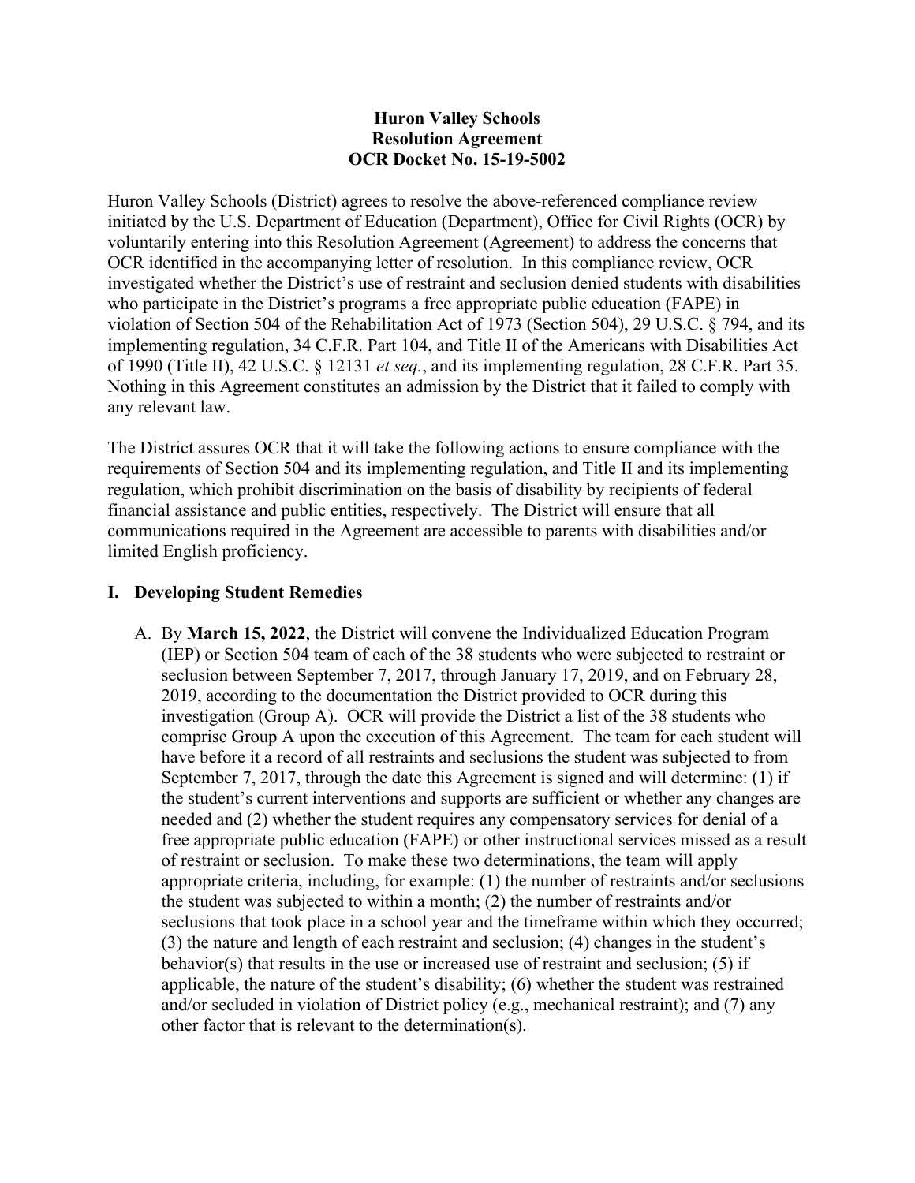**Huron Valley Schools**
**Resolution Agreement**
**OCR Docket No. 15-19-5002**

Huron Valley Schools (District) agrees to resolve the above-referenced compliance review initiated by the U.S. Department of Education (Department), Office for Civil Rights (OCR) by voluntarily entering into this Resolution Agreement (Agreement) to address the concerns that OCR identified in the accompanying letter of resolution. In this compliance review, OCR investigated whether the District's use of restraint and seclusion denied students with disabilities who participate in the District's programs a free appropriate public education (FAPE) in violation of Section 504 of the Rehabilitation Act of 1973 (Section 504), 29 U.S.C. § 794, and its implementing regulation, 34 C.F.R. Part 104, and Title II of the Americans with Disabilities Act of 1990 (Title II), 42 U.S.C. § 12131 *et seq.*, and its implementing regulation, 28 C.F.R. Part 35. Nothing in this Agreement constitutes an admission by the District that it failed to comply with any relevant law.

The District assures OCR that it will take the following actions to ensure compliance with the requirements of Section 504 and its implementing regulation, and Title II and its implementing regulation, which prohibit discrimination on the basis of disability by recipients of federal financial assistance and public entities, respectively. The District will ensure that all communications required in the Agreement are accessible to parents with disabilities and/or limited English proficiency.

## I. Developing Student Remedies

A. By **March 15, 2022**, the District will convene the Individualized Education Program (IEP) or Section 504 team of each of the 38 students who were subjected to restraint or seclusion between September 7, 2017, through January 17, 2019, and on February 28, 2019, according to the documentation the District provided to OCR during this investigation (Group A). OCR will provide the District a list of the 38 students who comprise Group A upon the execution of this Agreement. The team for each student will have before it a record of all restraints and seclusions the student was subjected to from September 7, 2017, through the date this Agreement is signed and will determine: (1) if the student's current interventions and supports are sufficient or whether any changes are needed and (2) whether the student requires any compensatory services for denial of a free appropriate public education (FAPE) or other instructional services missed as a result of restraint or seclusion. To make these two determinations, the team will apply appropriate criteria, including, for example: (1) the number of restraints and/or seclusions the student was subjected to within a month; (2) the number of restraints and/or seclusions that took place in a school year and the timeframe within which they occurred; (3) the nature and length of each restraint and seclusion; (4) changes in the student's behavior(s) that results in the use or increased use of restraint and seclusion; (5) if applicable, the nature of the student's disability; (6) whether the student was restrained and/or secluded in violation of District policy (e.g., mechanical restraint); and (7) any other factor that is relevant to the determination(s).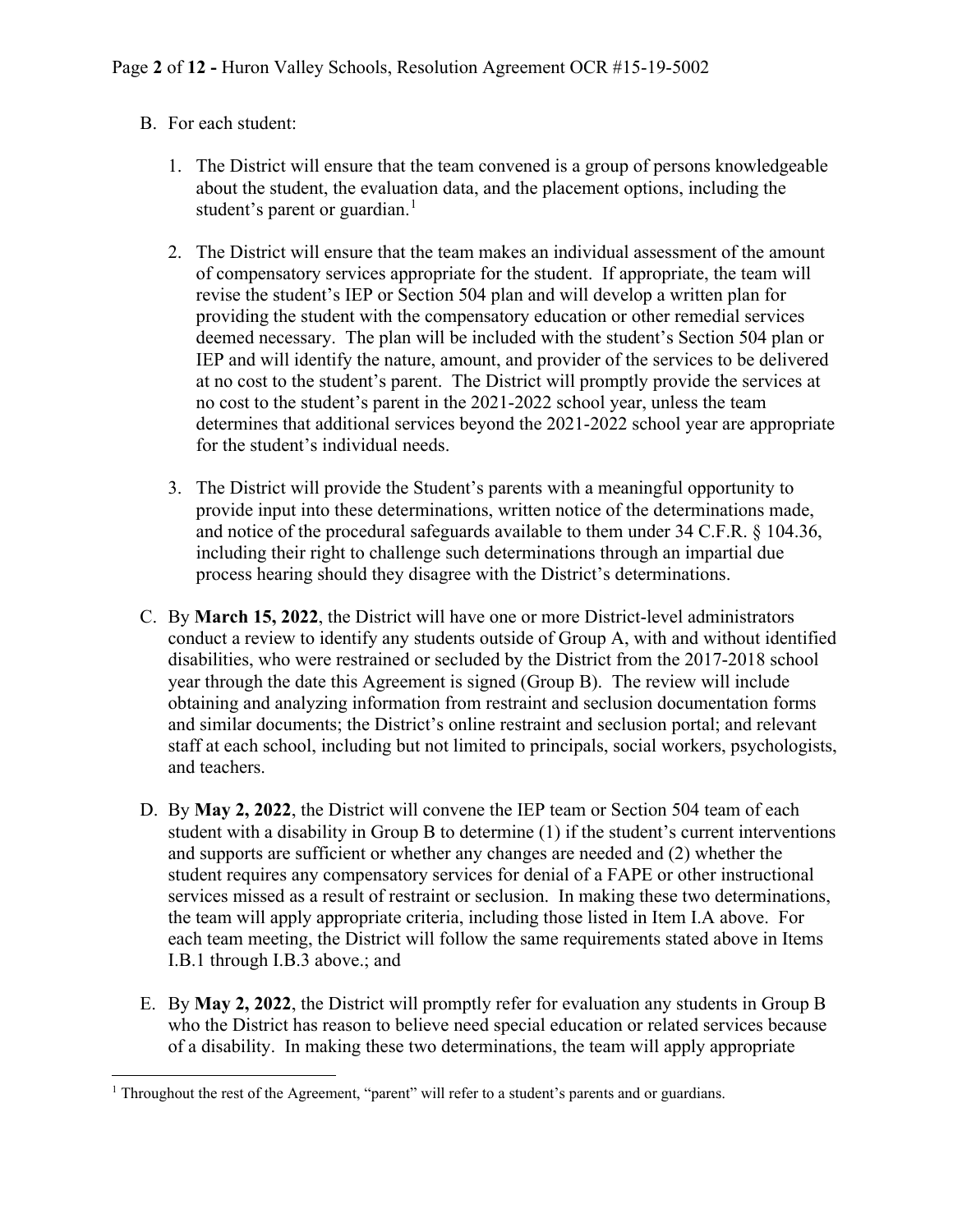B. For each student:

   1. The District will ensure that the team convened is a group of persons knowledgeable about the student, the evaluation data, and the placement options, including the student's parent or guardian.[1]

   2. The District will ensure that the team makes an individual assessment of the amount of compensatory services appropriate for the student. If appropriate, the team will revise the student's IEP or Section 504 plan and will develop a written plan for providing the student with the compensatory education or other remedial services deemed necessary. The plan will be included with the student's Section 504 plan or IEP and will identify the nature, amount, and provider of the services to be delivered at no cost to the student's parent. The District will promptly provide the services at no cost to the student's parent in the 2021-2022 school year, unless the team determines that additional services beyond the 2021-2022 school year are appropriate for the student's individual needs.

   3. The District will provide the Student's parents with a meaningful opportunity to provide input into these determinations, written notice of the determinations made, and notice of the procedural safeguards available to them under 34 C.F.R. § 104.36, including their right to challenge such determinations through an impartial due process hearing should they disagree with the District's determinations.

C. By **March 15, 2022**, the District will have one or more District-level administrators conduct a review to identify any students outside of Group A, with and without identified disabilities, who were restrained or secluded by the District from the 2017-2018 school year through the date this Agreement is signed (Group B). The review will include obtaining and analyzing information from restraint and seclusion documentation forms and similar documents; the District's online restraint and seclusion portal; and relevant staff at each school, including but not limited to principals, social workers, psychologists, and teachers.

D. By **May 2, 2022**, the District will convene the IEP team or Section 504 team of each student with a disability in Group B to determine (1) if the student's current interventions and supports are sufficient or whether any changes are needed and (2) whether the student requires any compensatory services for denial of a FAPE or other instructional services missed as a result of restraint or seclusion. In making these two determinations, the team will apply appropriate criteria, including those listed in Item I.A above. For each team meeting, the District will follow the same requirements stated above in Items I.B.1 through I.B.3 above.; and

E. By **May 2, 2022**, the District will promptly refer for evaluation any students in Group B who the District has reason to believe need special education or related services because of a disability. In making these two determinations, the team will apply appropriate

[1] Throughout the rest of the Agreement, "parent" will refer to a student's parents and or guardians.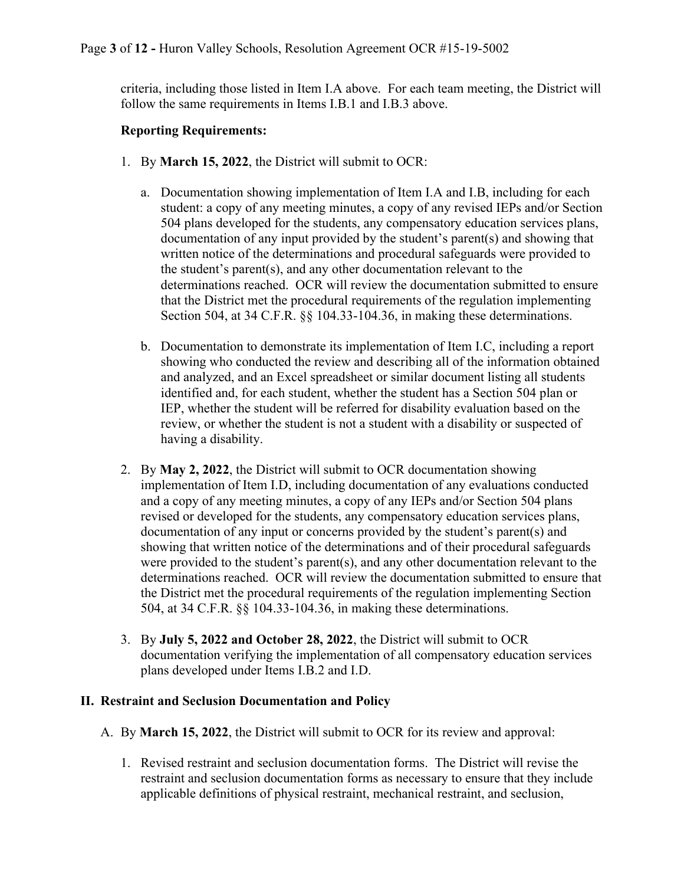criteria, including those listed in Item I.A above. For each team meeting, the District will follow the same requirements in Items I.B.1 and I.B.3 above.

**Reporting Requirements:**

1. By **March 15, 2022**, the District will submit to OCR:

   a. Documentation showing implementation of Item I.A and I.B, including for each student: a copy of any meeting minutes, a copy of any revised IEPs and/or Section 504 plans developed for the students, any compensatory education services plans, documentation of any input provided by the student's parent(s) and showing that written notice of the determinations and procedural safeguards were provided to the student's parent(s), and any other documentation relevant to the determinations reached. OCR will review the documentation submitted to ensure that the District met the procedural requirements of the regulation implementing Section 504, at 34 C.F.R. §§ 104.33-104.36, in making these determinations.

   b. Documentation to demonstrate its implementation of Item I.C, including a report showing who conducted the review and describing all of the information obtained and analyzed, and an Excel spreadsheet or similar document listing all students identified and, for each student, whether the student has a Section 504 plan or IEP, whether the student will be referred for disability evaluation based on the review, or whether the student is not a student with a disability or suspected of having a disability.

2. By **May 2, 2022**, the District will submit to OCR documentation showing implementation of Item I.D, including documentation of any evaluations conducted and a copy of any meeting minutes, a copy of any IEPs and/or Section 504 plans revised or developed for the students, any compensatory education services plans, documentation of any input or concerns provided by the student's parent(s) and showing that written notice of the determinations and of their procedural safeguards were provided to the student's parent(s), and any other documentation relevant to the determinations reached. OCR will review the documentation submitted to ensure that the District met the procedural requirements of the regulation implementing Section 504, at 34 C.F.R. §§ 104.33-104.36, in making these determinations.

3. By **July 5, 2022 and October 28, 2022**, the District will submit to OCR documentation verifying the implementation of all compensatory education services plans developed under Items I.B.2 and I.D.

## II. Restraint and Seclusion Documentation and Policy

A. By **March 15, 2022**, the District will submit to OCR for its review and approval:

   1. Revised restraint and seclusion documentation forms. The District will revise the restraint and seclusion documentation forms as necessary to ensure that they include applicable definitions of physical restraint, mechanical restraint, and seclusion,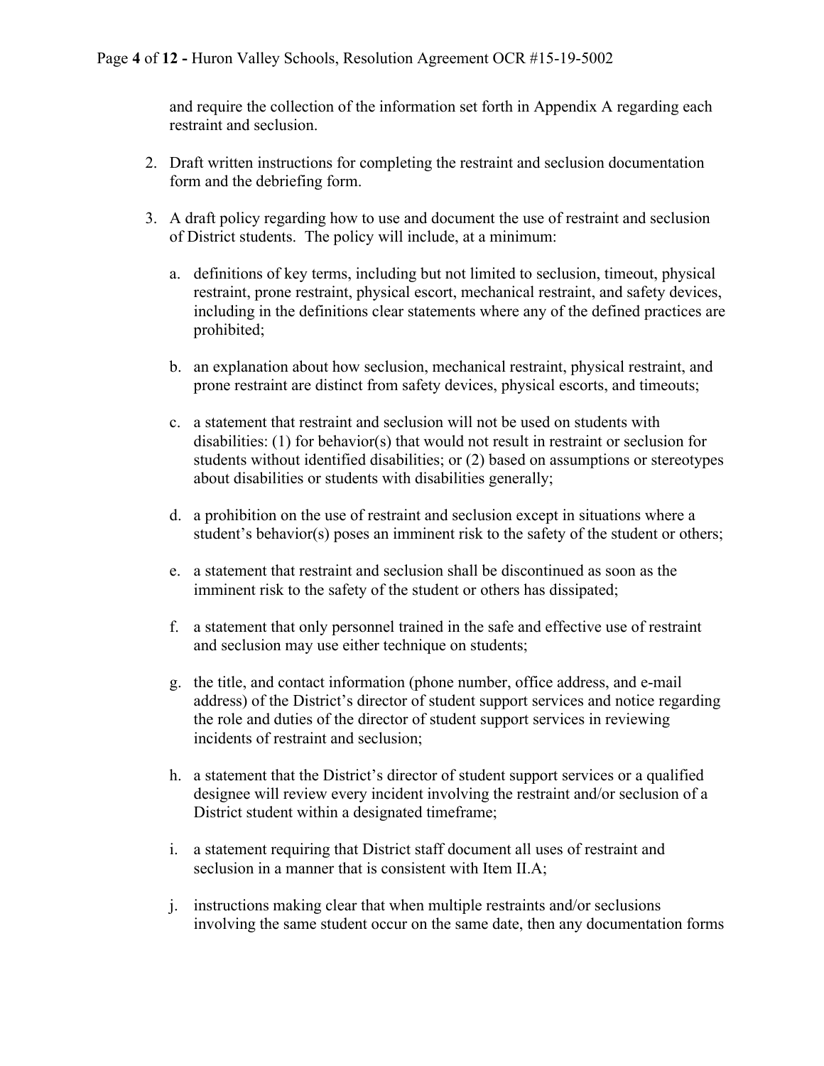and require the collection of the information set forth in Appendix A regarding each restraint and seclusion.

2. Draft written instructions for completing the restraint and seclusion documentation form and the debriefing form.

3. A draft policy regarding how to use and document the use of restraint and seclusion of District students. The policy will include, at a minimum:

   a. definitions of key terms, including but not limited to seclusion, timeout, physical restraint, prone restraint, physical escort, mechanical restraint, and safety devices, including in the definitions clear statements where any of the defined practices are prohibited;

   b. an explanation about how seclusion, mechanical restraint, physical restraint, and prone restraint are distinct from safety devices, physical escorts, and timeouts;

   c. a statement that restraint and seclusion will not be used on students with disabilities: (1) for behavior(s) that would not result in restraint or seclusion for students without identified disabilities; or (2) based on assumptions or stereotypes about disabilities or students with disabilities generally;

   d. a prohibition on the use of restraint and seclusion except in situations where a student's behavior(s) poses an imminent risk to the safety of the student or others;

   e. a statement that restraint and seclusion shall be discontinued as soon as the imminent risk to the safety of the student or others has dissipated;

   f. a statement that only personnel trained in the safe and effective use of restraint and seclusion may use either technique on students;

   g. the title, and contact information (phone number, office address, and e-mail address) of the District's director of student support services and notice regarding the role and duties of the director of student support services in reviewing incidents of restraint and seclusion;

   h. a statement that the District's director of student support services or a qualified designee will review every incident involving the restraint and/or seclusion of a District student within a designated timeframe;

   i. a statement requiring that District staff document all uses of restraint and seclusion in a manner that is consistent with Item II.A;

   j. instructions making clear that when multiple restraints and/or seclusions involving the same student occur on the same date, then any documentation forms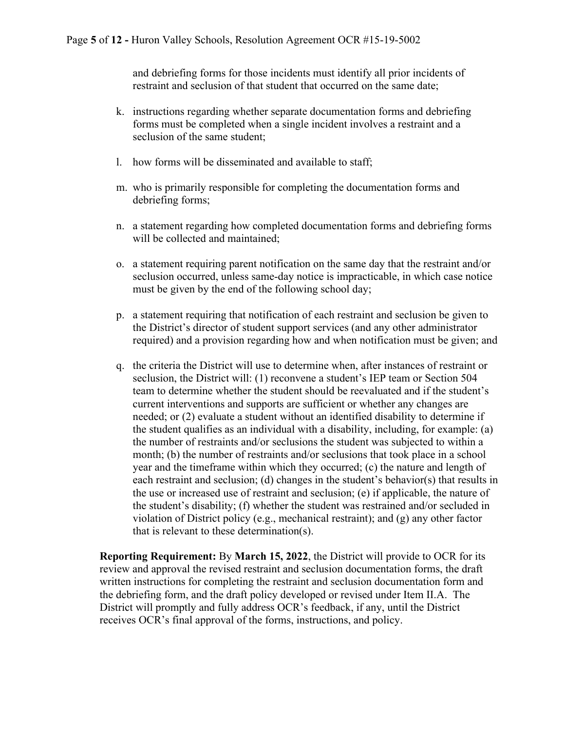and debriefing forms for those incidents must identify all prior incidents of restraint and seclusion of that student that occurred on the same date;

k. instructions regarding whether separate documentation forms and debriefing forms must be completed when a single incident involves a restraint and a seclusion of the same student;

l. how forms will be disseminated and available to staff;

m. who is primarily responsible for completing the documentation forms and debriefing forms;

n. a statement regarding how completed documentation forms and debriefing forms will be collected and maintained;

o. a statement requiring parent notification on the same day that the restraint and/or seclusion occurred, unless same-day notice is impracticable, in which case notice must be given by the end of the following school day;

p. a statement requiring that notification of each restraint and seclusion be given to the District's director of student support services (and any other administrator required) and a provision regarding how and when notification must be given; and

q. the criteria the District will use to determine when, after instances of restraint or seclusion, the District will: (1) reconvene a student's IEP team or Section 504 team to determine whether the student should be reevaluated and if the student's current interventions and supports are sufficient or whether any changes are needed; or (2) evaluate a student without an identified disability to determine if the student qualifies as an individual with a disability, including, for example: (a) the number of restraints and/or seclusions the student was subjected to within a month; (b) the number of restraints and/or seclusions that took place in a school year and the timeframe within which they occurred; (c) the nature and length of each restraint and seclusion; (d) changes in the student's behavior(s) that results in the use or increased use of restraint and seclusion; (e) if applicable, the nature of the student's disability; (f) whether the student was restrained and/or secluded in violation of District policy (e.g., mechanical restraint); and (g) any other factor that is relevant to these determination(s).

**Reporting Requirement:** By **March 15, 2022**, the District will provide to OCR for its review and approval the revised restraint and seclusion documentation forms, the draft written instructions for completing the restraint and seclusion documentation form and the debriefing form, and the draft policy developed or revised under Item II.A. The District will promptly and fully address OCR's feedback, if any, until the District receives OCR's final approval of the forms, instructions, and policy.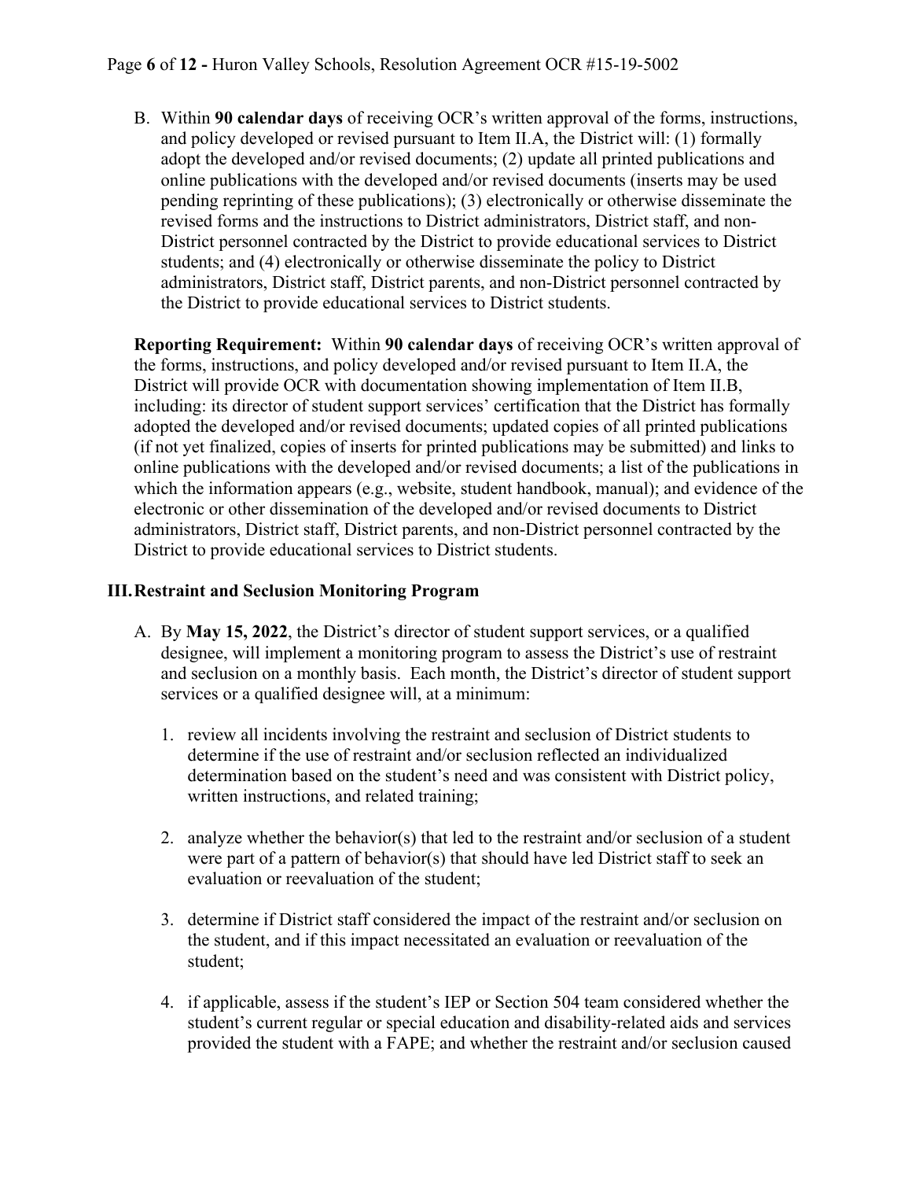B. Within **90 calendar days** of receiving OCR's written approval of the forms, instructions, and policy developed or revised pursuant to Item II.A, the District will: (1) formally adopt the developed and/or revised documents; (2) update all printed publications and online publications with the developed and/or revised documents (inserts may be used pending reprinting of these publications); (3) electronically or otherwise disseminate the revised forms and the instructions to District administrators, District staff, and non-District personnel contracted by the District to provide educational services to District students; and (4) electronically or otherwise disseminate the policy to District administrators, District staff, District parents, and non-District personnel contracted by the District to provide educational services to District students.

**Reporting Requirement:** Within **90 calendar days** of receiving OCR's written approval of the forms, instructions, and policy developed and/or revised pursuant to Item II.A, the District will provide OCR with documentation showing implementation of Item II.B, including: its director of student support services' certification that the District has formally adopted the developed and/or revised documents; updated copies of all printed publications (if not yet finalized, copies of inserts for printed publications may be submitted) and links to online publications with the developed and/or revised documents; a list of the publications in which the information appears (e.g., website, student handbook, manual); and evidence of the electronic or other dissemination of the developed and/or revised documents to District administrators, District staff, District parents, and non-District personnel contracted by the District to provide educational services to District students.

## III. Restraint and Seclusion Monitoring Program

A. By **May 15, 2022**, the District's director of student support services, or a qualified designee, will implement a monitoring program to assess the District's use of restraint and seclusion on a monthly basis. Each month, the District's director of student support services or a qualified designee will, at a minimum:

1. review all incidents involving the restraint and seclusion of District students to determine if the use of restraint and/or seclusion reflected an individualized determination based on the student's need and was consistent with District policy, written instructions, and related training;

2. analyze whether the behavior(s) that led to the restraint and/or seclusion of a student were part of a pattern of behavior(s) that should have led District staff to seek an evaluation or reevaluation of the student;

3. determine if District staff considered the impact of the restraint and/or seclusion on the student, and if this impact necessitated an evaluation or reevaluation of the student;

4. if applicable, assess if the student's IEP or Section 504 team considered whether the student's current regular or special education and disability-related aids and services provided the student with a FAPE; and whether the restraint and/or seclusion caused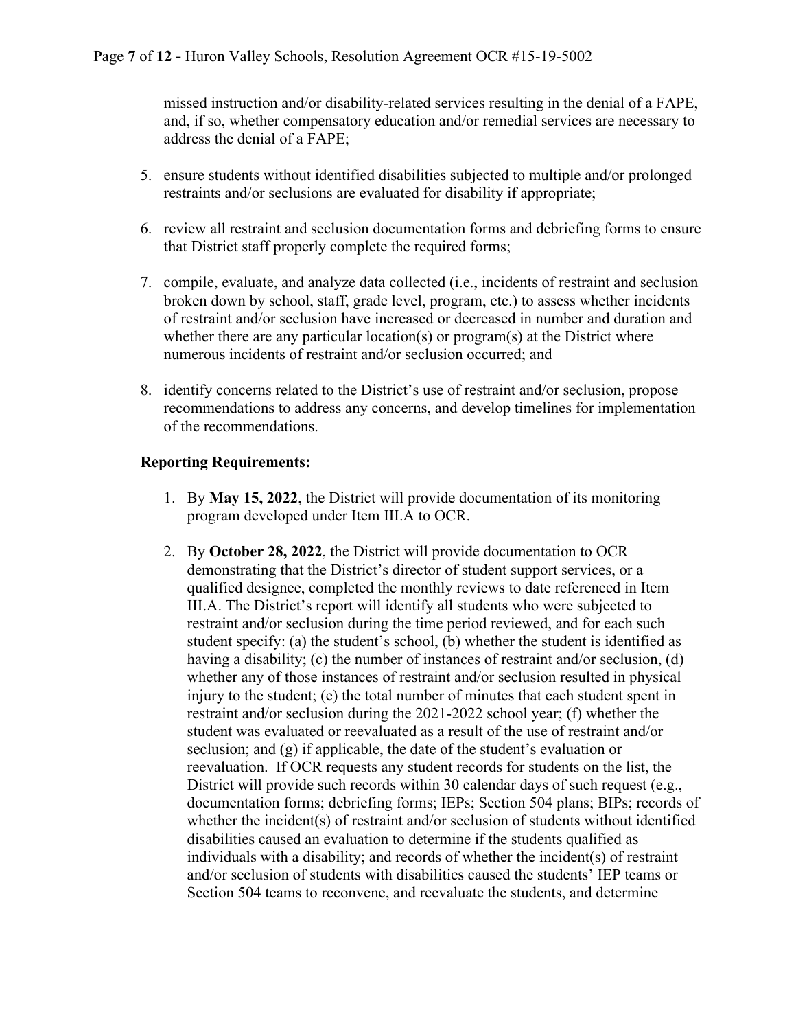missed instruction and/or disability-related services resulting in the denial of a FAPE, and, if so, whether compensatory education and/or remedial services are necessary to address the denial of a FAPE;

5. ensure students without identified disabilities subjected to multiple and/or prolonged restraints and/or seclusions are evaluated for disability if appropriate;

6. review all restraint and seclusion documentation forms and debriefing forms to ensure that District staff properly complete the required forms;

7. compile, evaluate, and analyze data collected (i.e., incidents of restraint and seclusion broken down by school, staff, grade level, program, etc.) to assess whether incidents of restraint and/or seclusion have increased or decreased in number and duration and whether there are any particular location(s) or program(s) at the District where numerous incidents of restraint and/or seclusion occurred; and

8. identify concerns related to the District's use of restraint and/or seclusion, propose recommendations to address any concerns, and develop timelines for implementation of the recommendations.

**Reporting Requirements:**

1. By **May 15, 2022**, the District will provide documentation of its monitoring program developed under Item III.A to OCR.

2. By **October 28, 2022**, the District will provide documentation to OCR demonstrating that the District's director of student support services, or a qualified designee, completed the monthly reviews to date referenced in Item III.A. The District's report will identify all students who were subjected to restraint and/or seclusion during the time period reviewed, and for each such student specify: (a) the student's school, (b) whether the student is identified as having a disability; (c) the number of instances of restraint and/or seclusion, (d) whether any of those instances of restraint and/or seclusion resulted in physical injury to the student; (e) the total number of minutes that each student spent in restraint and/or seclusion during the 2021-2022 school year; (f) whether the student was evaluated or reevaluated as a result of the use of restraint and/or seclusion; and (g) if applicable, the date of the student's evaluation or reevaluation. If OCR requests any student records for students on the list, the District will provide such records within 30 calendar days of such request (e.g., documentation forms; debriefing forms; IEPs; Section 504 plans; BIPs; records of whether the incident(s) of restraint and/or seclusion of students without identified disabilities caused an evaluation to determine if the students qualified as individuals with a disability; and records of whether the incident(s) of restraint and/or seclusion of students with disabilities caused the students' IEP teams or Section 504 teams to reconvene, and reevaluate the students, and determine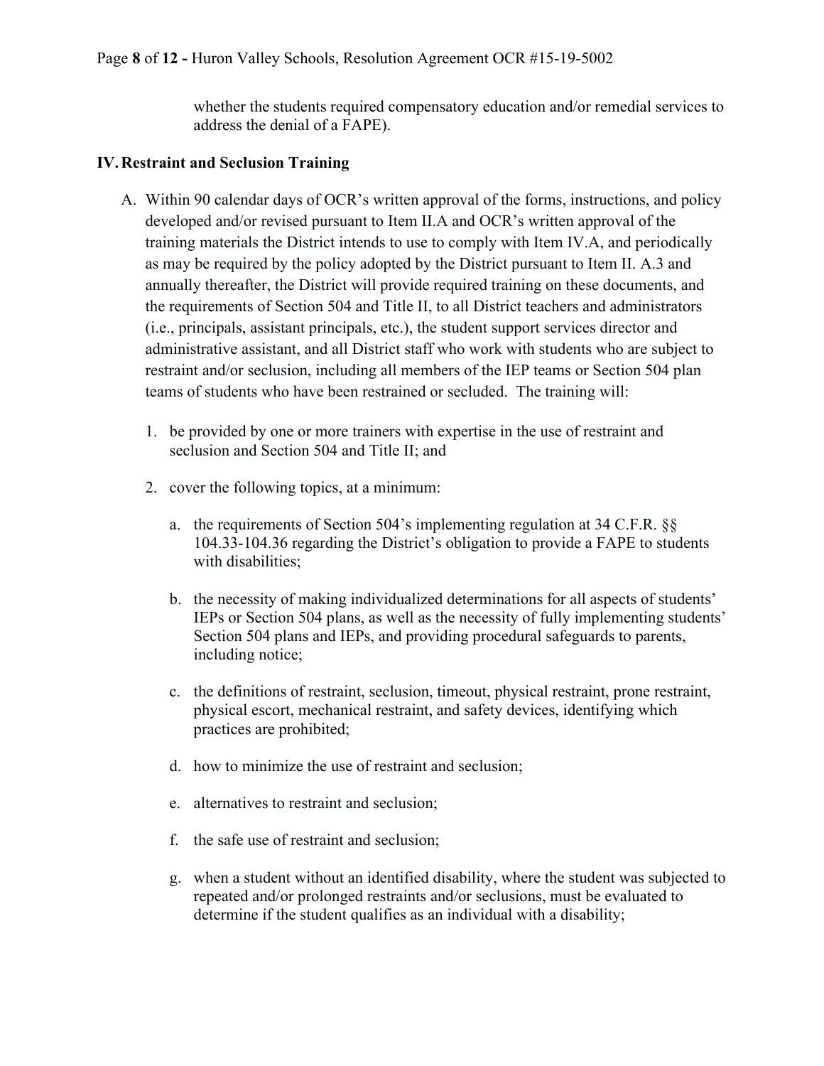whether the students required compensatory education and/or remedial services to address the denial of a FAPE).

## IV. Restraint and Seclusion Training

A. Within 90 calendar days of OCR's written approval of the forms, instructions, and policy developed and/or revised pursuant to Item II.A and OCR's written approval of the training materials the District intends to use to comply with Item IV.A, and periodically as may be required by the policy adopted by the District pursuant to Item II. A.3 and annually thereafter, the District will provide required training on these documents, and the requirements of Section 504 and Title II, to all District teachers and administrators (i.e., principals, assistant principals, etc.), the student support services director and administrative assistant, and all District staff who work with students who are subject to restraint and/or seclusion, including all members of the IEP teams or Section 504 plan teams of students who have been restrained or secluded. The training will:

   1. be provided by one or more trainers with expertise in the use of restraint and seclusion and Section 504 and Title II; and

   2. cover the following topics, at a minimum:

      a. the requirements of Section 504's implementing regulation at 34 C.F.R. §§ 104.33-104.36 regarding the District's obligation to provide a FAPE to students with disabilities;

      b. the necessity of making individualized determinations for all aspects of students' IEPs or Section 504 plans, as well as the necessity of fully implementing students' Section 504 plans and IEPs, and providing procedural safeguards to parents, including notice;

      c. the definitions of restraint, seclusion, timeout, physical restraint, prone restraint, physical escort, mechanical restraint, and safety devices, identifying which practices are prohibited;

      d. how to minimize the use of restraint and seclusion;

      e. alternatives to restraint and seclusion;

      f. the safe use of restraint and seclusion;

      g. when a student without an identified disability, where the student was subjected to repeated and/or prolonged restraints and/or seclusions, must be evaluated to determine if the student qualifies as an individual with a disability;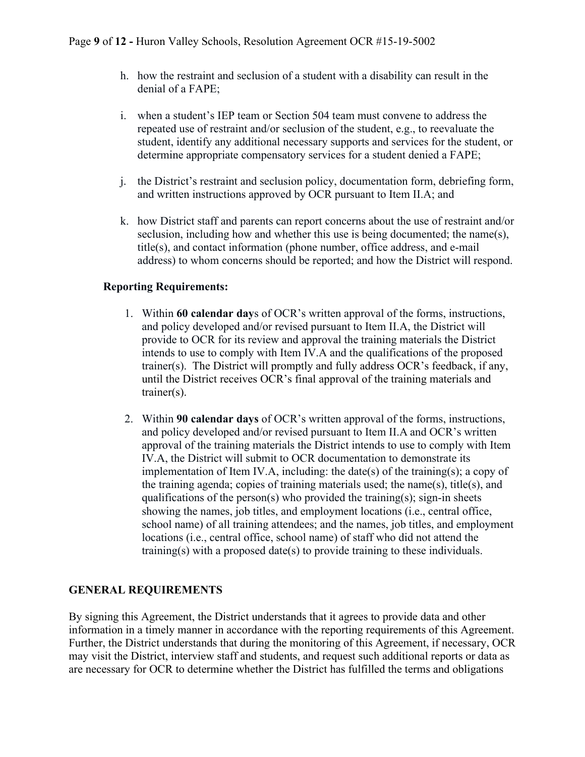h. how the restraint and seclusion of a student with a disability can result in the denial of a FAPE;

i. when a student's IEP team or Section 504 team must convene to address the repeated use of restraint and/or seclusion of the student, e.g., to reevaluate the student, identify any additional necessary supports and services for the student, or determine appropriate compensatory services for a student denied a FAPE;

j. the District's restraint and seclusion policy, documentation form, debriefing form, and written instructions approved by OCR pursuant to Item II.A; and

k. how District staff and parents can report concerns about the use of restraint and/or seclusion, including how and whether this use is being documented; the name(s), title(s), and contact information (phone number, office address, and e-mail address) to whom concerns should be reported; and how the District will respond.

**Reporting Requirements:**

1. Within **60 calendar day**s of OCR's written approval of the forms, instructions, and policy developed and/or revised pursuant to Item II.A, the District will provide to OCR for its review and approval the training materials the District intends to use to comply with Item IV.A and the qualifications of the proposed trainer(s). The District will promptly and fully address OCR's feedback, if any, until the District receives OCR's final approval of the training materials and trainer(s).

2. Within **90 calendar days** of OCR's written approval of the forms, instructions, and policy developed and/or revised pursuant to Item II.A and OCR's written approval of the training materials the District intends to use to comply with Item IV.A, the District will submit to OCR documentation to demonstrate its implementation of Item IV.A, including: the date(s) of the training(s); a copy of the training agenda; copies of training materials used; the name(s), title(s), and qualifications of the person(s) who provided the training(s); sign-in sheets showing the names, job titles, and employment locations (i.e., central office, school name) of all training attendees; and the names, job titles, and employment locations (i.e., central office, school name) of staff who did not attend the training(s) with a proposed date(s) to provide training to these individuals.

## GENERAL REQUIREMENTS

By signing this Agreement, the District understands that it agrees to provide data and other information in a timely manner in accordance with the reporting requirements of this Agreement. Further, the District understands that during the monitoring of this Agreement, if necessary, OCR may visit the District, interview staff and students, and request such additional reports or data as are necessary for OCR to determine whether the District has fulfilled the terms and obligations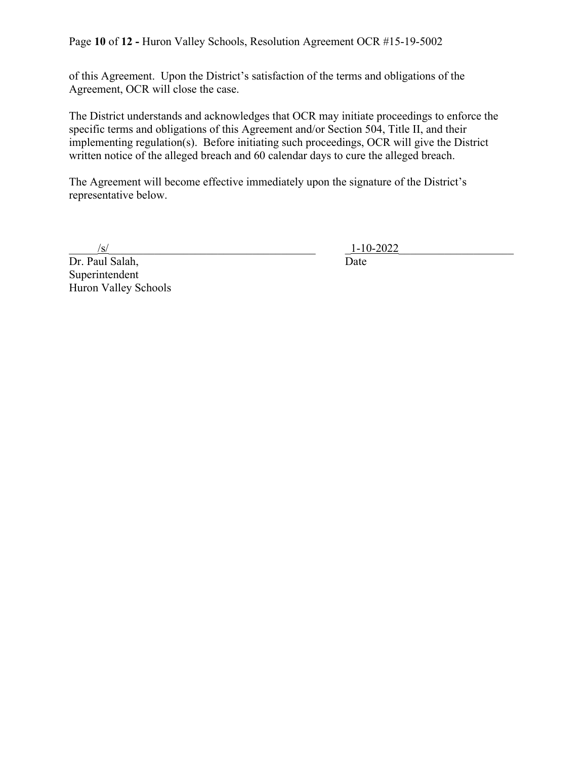of this Agreement. Upon the District's satisfaction of the terms and obligations of the Agreement, OCR will close the case.

The District understands and acknowledges that OCR may initiate proceedings to enforce the specific terms and obligations of this Agreement and/or Section 504, Title II, and their implementing regulation(s). Before initiating such proceedings, OCR will give the District written notice of the alleged breach and 60 calendar days to cure the alleged breach.

The Agreement will become effective immediately upon the signature of the District's representative below.

/s/  
Dr. Paul Salah,  
Superintendent  
Huron Valley Schools

1-10-2022  
Date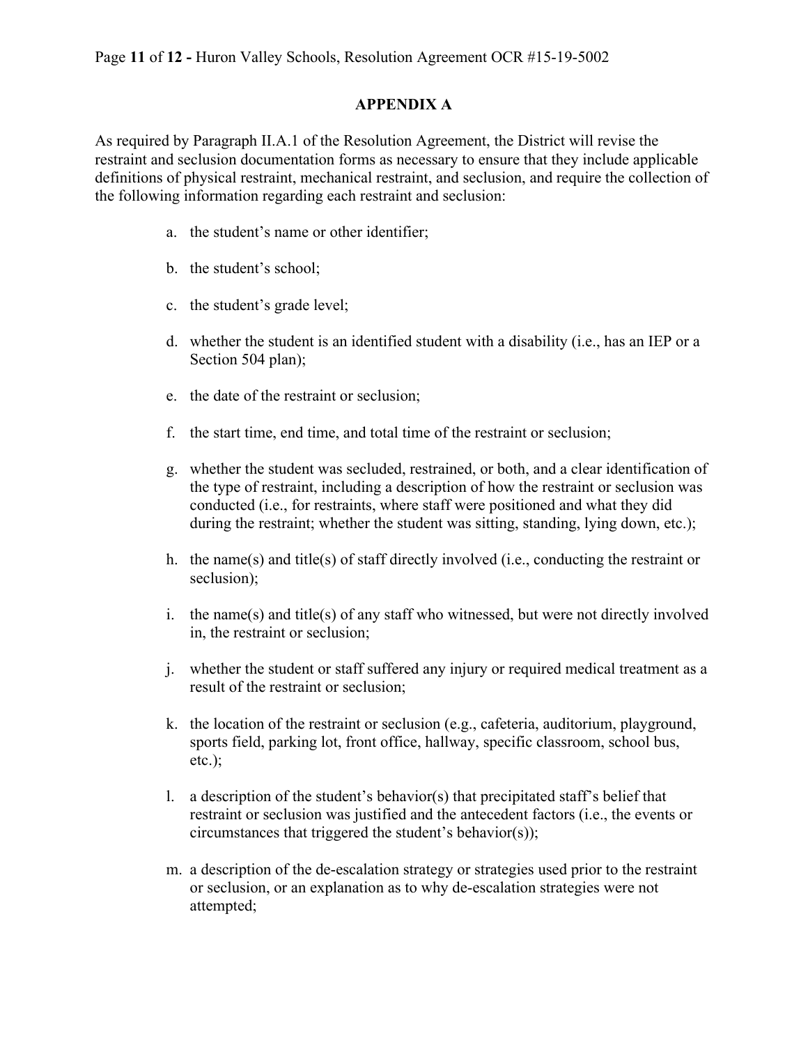## APPENDIX A

As required by Paragraph II.A.1 of the Resolution Agreement, the District will revise the restraint and seclusion documentation forms as necessary to ensure that they include applicable definitions of physical restraint, mechanical restraint, and seclusion, and require the collection of the following information regarding each restraint and seclusion:

a. the student's name or other identifier;

b. the student's school;

c. the student's grade level;

d. whether the student is an identified student with a disability (i.e., has an IEP or a Section 504 plan);

e. the date of the restraint or seclusion;

f. the start time, end time, and total time of the restraint or seclusion;

g. whether the student was secluded, restrained, or both, and a clear identification of the type of restraint, including a description of how the restraint or seclusion was conducted (i.e., for restraints, where staff were positioned and what they did during the restraint; whether the student was sitting, standing, lying down, etc.);

h. the name(s) and title(s) of staff directly involved (i.e., conducting the restraint or seclusion);

i. the name(s) and title(s) of any staff who witnessed, but were not directly involved in, the restraint or seclusion;

j. whether the student or staff suffered any injury or required medical treatment as a result of the restraint or seclusion;

k. the location of the restraint or seclusion (e.g., cafeteria, auditorium, playground, sports field, parking lot, front office, hallway, specific classroom, school bus, etc.);

l. a description of the student's behavior(s) that precipitated staff's belief that restraint or seclusion was justified and the antecedent factors (i.e., the events or circumstances that triggered the student's behavior(s));

m. a description of the de-escalation strategy or strategies used prior to the restraint or seclusion, or an explanation as to why de-escalation strategies were not attempted;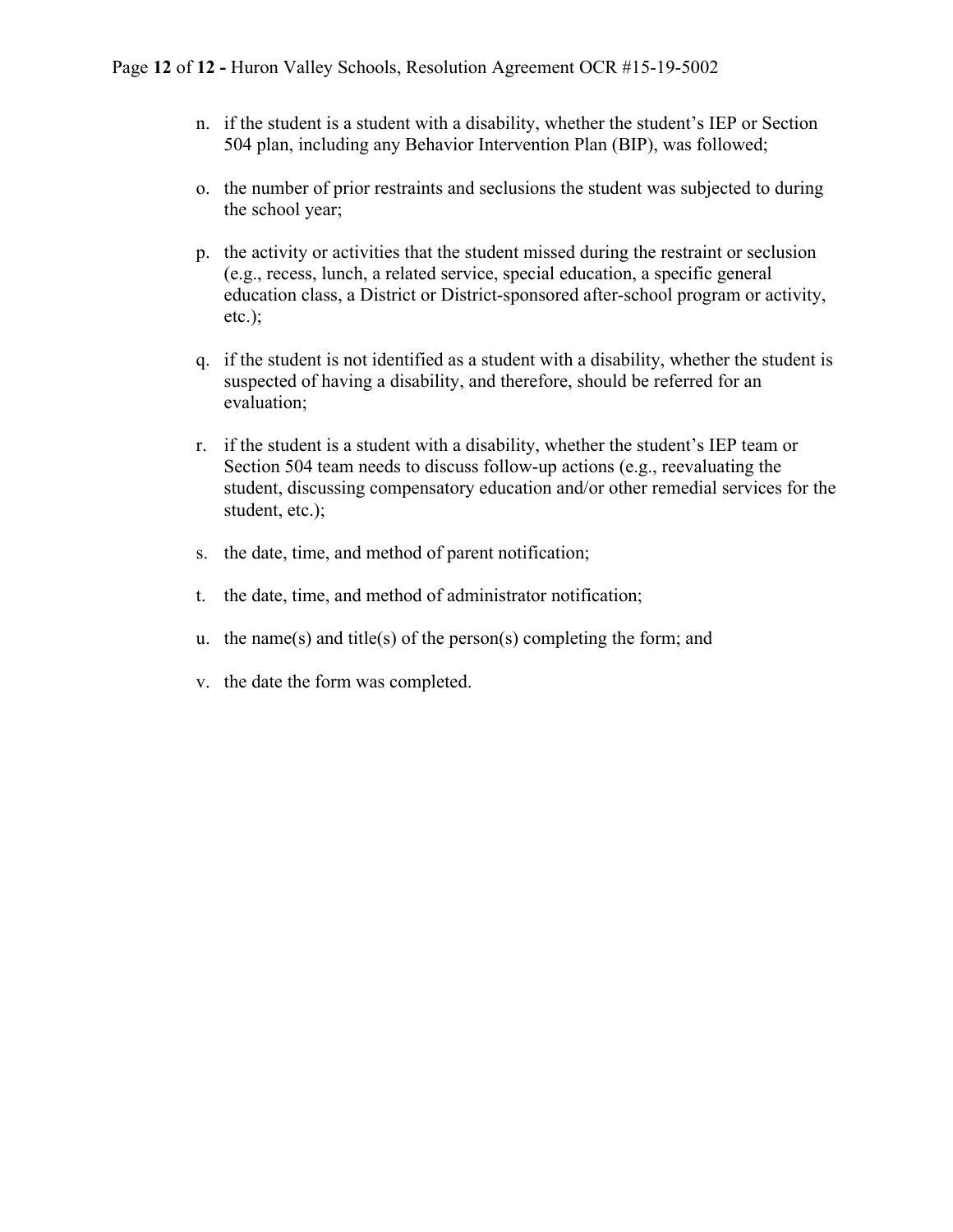n. if the student is a student with a disability, whether the student's IEP or Section 504 plan, including any Behavior Intervention Plan (BIP), was followed;

o. the number of prior restraints and seclusions the student was subjected to during the school year;

p. the activity or activities that the student missed during the restraint or seclusion (e.g., recess, lunch, a related service, special education, a specific general education class, a District or District-sponsored after-school program or activity, etc.);

q. if the student is not identified as a student with a disability, whether the student is suspected of having a disability, and therefore, should be referred for an evaluation;

r. if the student is a student with a disability, whether the student's IEP team or Section 504 team needs to discuss follow-up actions (e.g., reevaluating the student, discussing compensatory education and/or other remedial services for the student, etc.);

s. the date, time, and method of parent notification;

t. the date, time, and method of administrator notification;

u. the name(s) and title(s) of the person(s) completing the form; and

v. the date the form was completed.